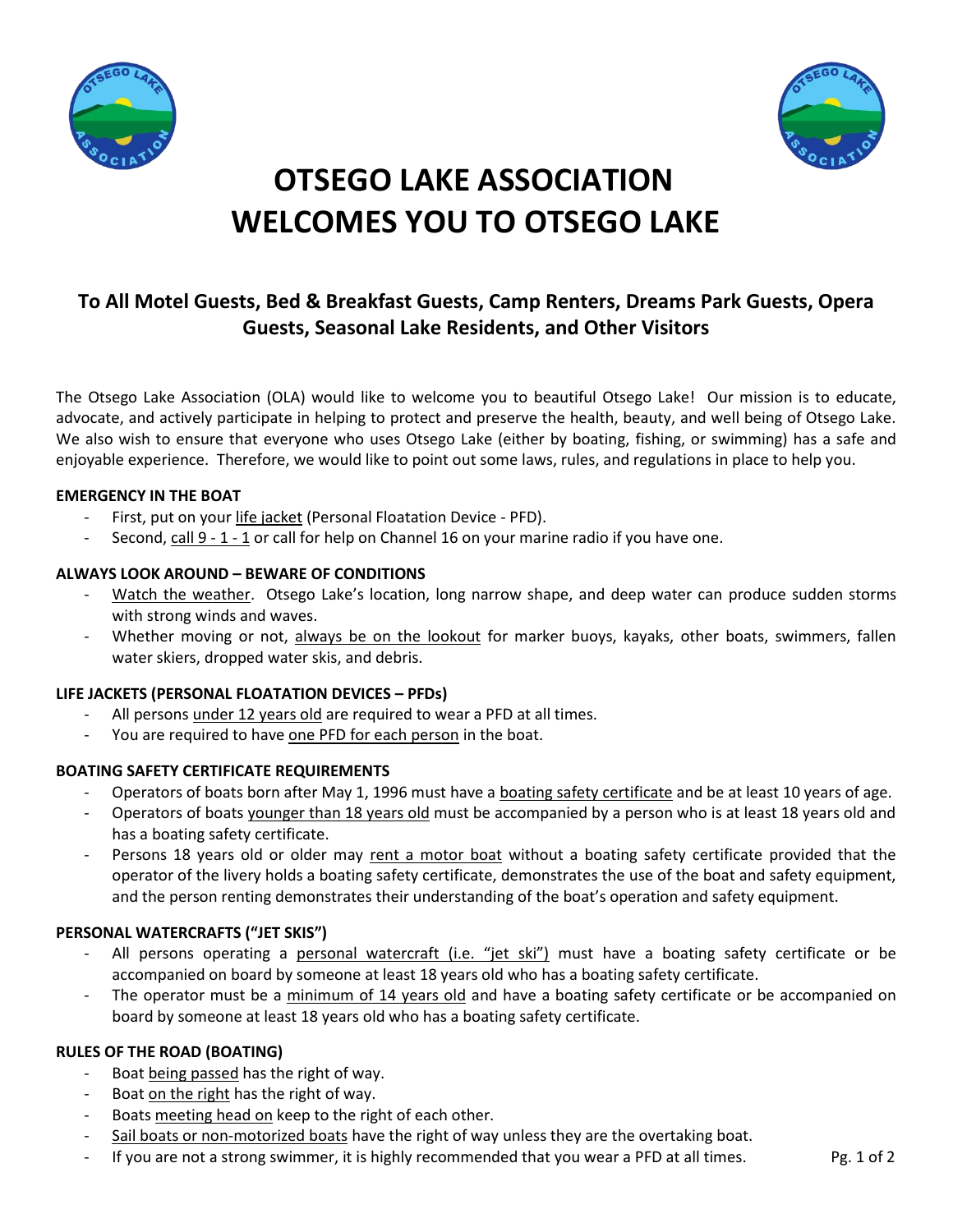# OTSEGO LAKE ASSOCIATION WELCOMES YOU TO OTSEGO LAKE

## To All Motel Guests, Bed & Breakfast Guests, Camp Renters, Dreams Park Guests, Opera Guests, Seasonal Lake Residents, and Other Visitors

The Otsego Lake Association (OLA) would like to welcome you to beautiful Otsego Lake! Our mission is to educate, advocate, and actively participate in helping to protect and preserve the health, beauty, and well being of Otsego Lake. We also wish to ensure that everyone who uses Otsego Lake (either by boating, fishing, or swimming) has a safe and enjoyable experience. Therefore, we would like to point out some laws, rules, and regulations in place to help you.

**EMERGENCY IN THE BOAT**

- First, put on your life jacket (Personal Floatation Device - PFD).
- Second, call 9 - 1 - 1 or call for help on Channel 16 on your marine radio if you have one.

**ALWAYS LOOK AROUND – BEWARE OF CONDITIONS**

- Watch the weather. Otsego Lake's location, long narrow shape, and deep water can produce sudden storms with strong winds and waves.
- Whether moving or not, always be on the lookout for marker buoys, kayaks, other boats, swimmers, fallen water skiers, dropped water skis, and debris.

**LIFE JACKETS (PERSONAL FLOATATION DEVICES – PFDs)**

- All persons under 12 years old are required to wear a PFD at all times.
- You are required to have one PFD for each person in the boat.

**BOATING SAFETY CERTIFICATE REQUIREMENTS**

- Operators of boats born after May 1, 1996 must have a boating safety certificate and be at least 10 years of age.
- Operators of boats younger than 18 years old must be accompanied by a person who is at least 18 years old and has a boating safety certificate.
- Persons 18 years old or older may rent a motor boat without a boating safety certificate provided that the operator of the livery holds a boating safety certificate, demonstrates the use of the boat and safety equipment, and the person renting demonstrates their understanding of the boat's operation and safety equipment.

**PERSONAL WATERCRAFTS ("JET SKIS")**

- All persons operating a personal watercraft (i.e. "jet ski") must have a boating safety certificate or be accompanied on board by someone at least 18 years old who has a boating safety certificate.
- The operator must be a minimum of 14 years old and have a boating safety certificate or be accompanied on board by someone at least 18 years old who has a boating safety certificate.

**RULES OF THE ROAD (BOATING)**

- Boat being passed has the right of way.
- Boat on the right has the right of way.
- Boats meeting head on keep to the right of each other.
- Sail boats or non-motorized boats have the right of way unless they are the overtaking boat.
- If you are not a strong swimmer, it is highly recommended that you wear a PFD at all times.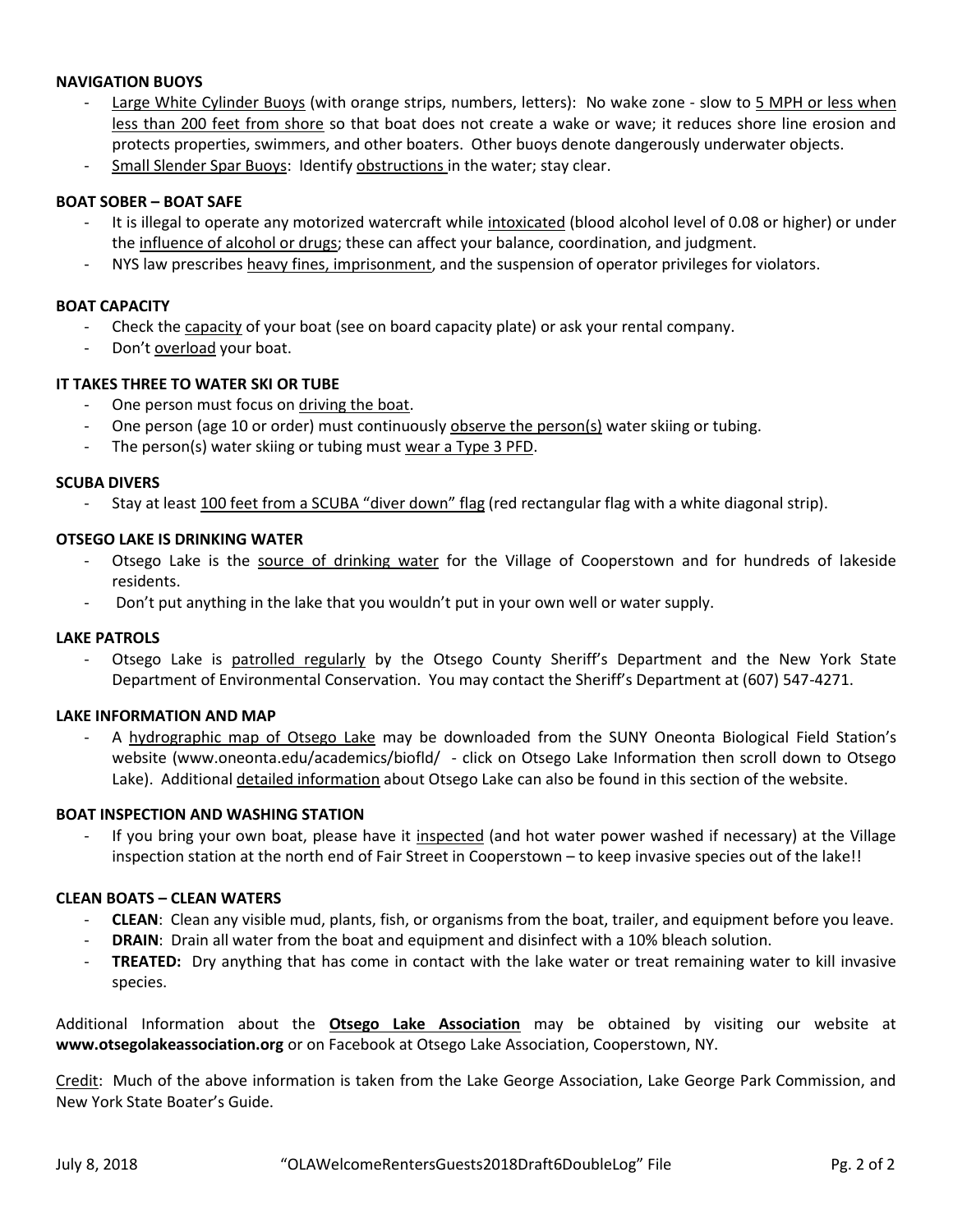**NAVIGATION BUOYS**

- Large White Cylinder Buoys (with orange strips, numbers, letters): No wake zone - slow to 5 MPH or less when less than 200 feet from shore so that boat does not create a wake or wave; it reduces shore line erosion and protects properties, swimmers, and other boaters. Other buoys denote dangerously underwater objects.
- Small Slender Spar Buoys: Identify obstructions in the water; stay clear.

**BOAT SOBER – BOAT SAFE**

- It is illegal to operate any motorized watercraft while intoxicated (blood alcohol level of 0.08 or higher) or under the influence of alcohol or drugs; these can affect your balance, coordination, and judgment.
- NYS law prescribes heavy fines, imprisonment, and the suspension of operator privileges for violators.

**BOAT CAPACITY**

- Check the capacity of your boat (see on board capacity plate) or ask your rental company.
- Don't overload your boat.

**IT TAKES THREE TO WATER SKI OR TUBE**

- One person must focus on driving the boat.
- One person (age 10 or order) must continuously observe the person(s) water skiing or tubing.
- The person(s) water skiing or tubing must wear a Type 3 PFD.

**SCUBA DIVERS**

- Stay at least 100 feet from a SCUBA "diver down" flag (red rectangular flag with a white diagonal strip).

**OTSEGO LAKE IS DRINKING WATER**

- Otsego Lake is the source of drinking water for the Village of Cooperstown and for hundreds of lakeside residents.
- Don't put anything in the lake that you wouldn't put in your own well or water supply.

**LAKE PATROLS**

- Otsego Lake is patrolled regularly by the Otsego County Sheriff's Department and the New York State Department of Environmental Conservation. You may contact the Sheriff's Department at (607) 547-4271.

**LAKE INFORMATION AND MAP**

- A hydrographic map of Otsego Lake may be downloaded from the SUNY Oneonta Biological Field Station's website (www.oneonta.edu/academics/biofld/ - click on Otsego Lake Information then scroll down to Otsego Lake). Additional detailed information about Otsego Lake can also be found in this section of the website.

**BOAT INSPECTION AND WASHING STATION**

- If you bring your own boat, please have it inspected (and hot water power washed if necessary) at the Village inspection station at the north end of Fair Street in Cooperstown – to keep invasive species out of the lake!!

**CLEAN BOATS – CLEAN WATERS**

- **CLEAN**: Clean any visible mud, plants, fish, or organisms from the boat, trailer, and equipment before you leave.
- **DRAIN**: Drain all water from the boat and equipment and disinfect with a 10% bleach solution.
- **TREATED:** Dry anything that has come in contact with the lake water or treat remaining water to kill invasive species.

Additional Information about the **Otsego Lake Association** may be obtained by visiting our website at **www.otsegolakeassociation.org** or on Facebook at Otsego Lake Association, Cooperstown, NY.

Credit: Much of the above information is taken from the Lake George Association, Lake George Park Commission, and New York State Boater's Guide.

July 8, 2018 "OLAWelcomeRentersGuests2018Draft6DoubleLog" File